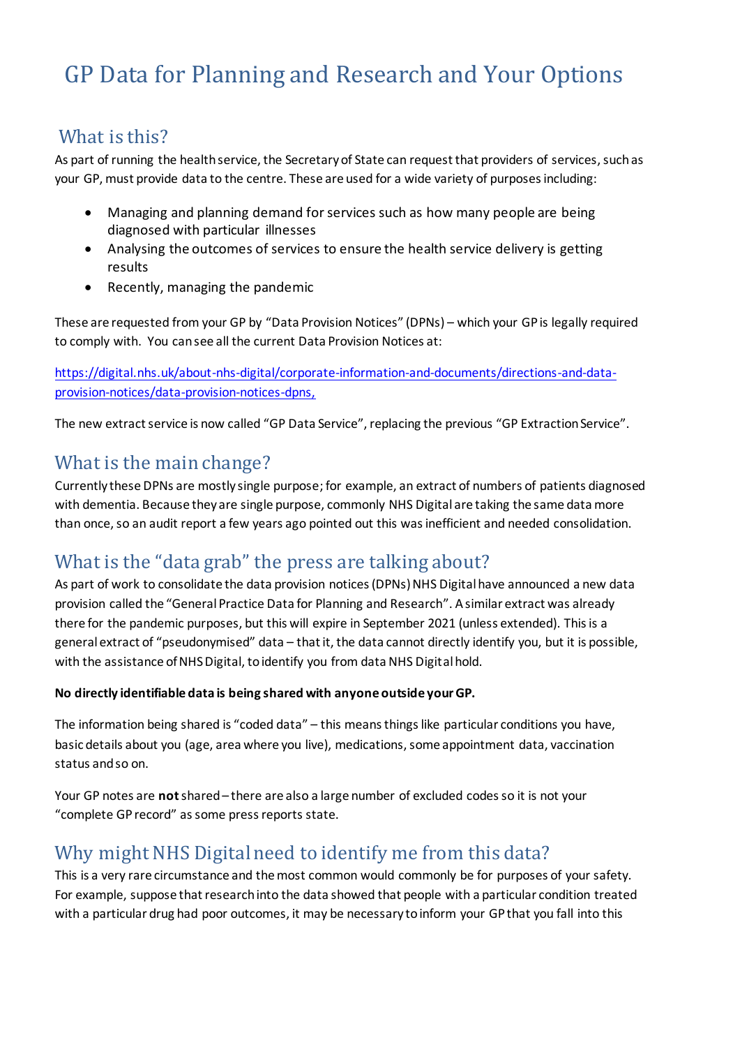# GP Data for Planning and Research and Your Options

## What is this?

As part of running the health service, the Secretary of State can request that providers of services, such as your GP, must provide data to the centre. These are used for a wide variety of purposes including:

- Managing and planning demand for services such as how many people are being diagnosed with particular illnesses
- Analysing the outcomes of services to ensure the health service delivery is getting results
- Recently, managing the pandemic

These are requested from your GP by "Data Provision Notices" (DPNs) – which your GP is legally required to comply with. You can see all the current Data Provision Notices at:

[https://digital.nhs.uk/about-nhs-digital/corporate-information-and-documents/directions-and-data-provision-notices/data-provision-notices-dpns,](https://digital.nhs.uk/about-nhs-digital/corporate-information-and-documents/directions-and-data-provision-notices/data-provision-notices-dpns)

The new extract service is now called "GP Data Service", replacing the previous "GP Extraction Service".

## What is the main change?

Currently these DPNs are mostly single purpose; for example, an extract of numbers of patients diagnosed with dementia. Because they are single purpose, commonly NHS Digital are taking the same data more than once, so an audit report a few years ago pointed out this was inefficient and needed consolidation.

## What is the "data grab" the press are talking about?

As part of work to consolidate the data provision notices (DPNs) NHS Digital have announced a new data provision called the "General Practice Data for Planning and Research". A similar extract was already there for the pandemic purposes, but this will expire in September 2021 (unless extended). This is a general extract of "pseudonymised" data – that it, the data cannot directly identify you, but it is possible, with the assistance of NHS Digital, to identify you from data NHS Digital hold.

**No directly identifiable data is being shared with anyone outside your GP.**

The information being shared is "coded data" – this means things like particular conditions you have, basic details about you (age, area where you live), medications, some appointment data, vaccination status and so on.

Your GP notes are **not** shared – there are also a large number of excluded codes so it is not your "complete GP record" as some press reports state.

## Why might NHS Digital need to identify me from this data?

This is a very rare circumstance and the most common would commonly be for purposes of your safety. For example, suppose that research into the data showed that people with a particular condition treated with a particular drug had poor outcomes, it may be necessary to inform your GP that you fall into this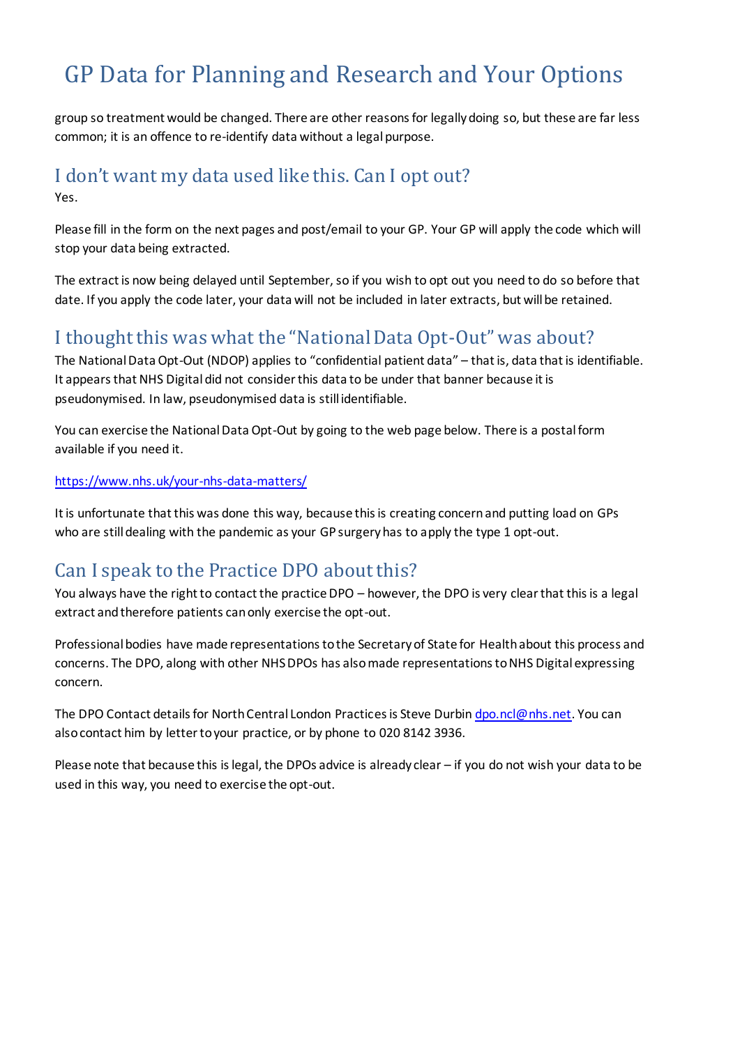group so treatment would be changed. There are other reasons for legally doing so, but these are far less common; it is an offence to re-identify data without a legal purpose.

## I don't want my data used like this. Can I opt out?

Yes.

Please fill in the form on the next pages and post/email to your GP. Your GP will apply the code which will stop your data being extracted.

The extract is now being delayed until September, so if you wish to opt out you need to do so before that date. If you apply the code later, your data will not be included in later extracts, but will be retained.

## I thought this was what the "National Data Opt-Out" was about?

The National Data Opt-Out (NDOP) applies to "confidential patient data" – that is, data that is identifiable. It appears that NHS Digital did not consider this data to be under that banner because it is pseudonymised. In law, pseudonymised data is still identifiable.

You can exercise the National Data Opt-Out by going to the web page below. There is a postal form available if you need it.

https://www.nhs.uk/your-nhs-data-matters/

It is unfortunate that this was done this way, because this is creating concern and putting load on GPs who are still dealing with the pandemic as your GP surgery has to apply the type 1 opt-out.

## Can I speak to the Practice DPO about this?

You always have the right to contact the practice DPO – however, the DPO is very clear that this is a legal extract and therefore patients can only exercise the opt-out.

Professional bodies have made representations to the Secretary of State for Health about this process and concerns. The DPO, along with other NHS DPOs has also made representations to NHS Digital expressing concern.

The DPO Contact details for North Central London Practices is Steve Durbin dpo.ncl@nhs.net. You can also contact him by letter to your practice, or by phone to 020 8142 3936.

Please note that because this is legal, the DPOs advice is already clear – if you do not wish your data to be used in this way, you need to exercise the opt-out.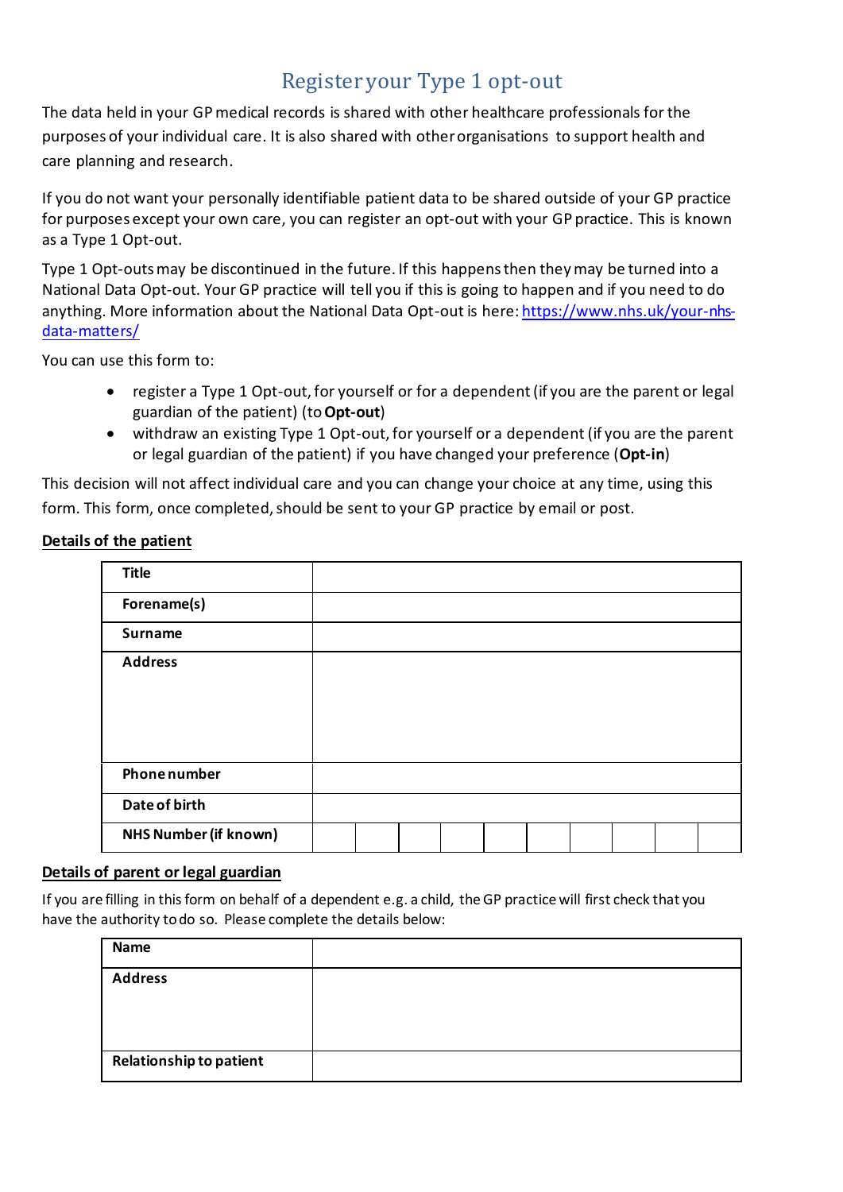# Register your Type 1 opt-out

The data held in your GP medical records is shared with other healthcare professionals for the purposes of your individual care. It is also shared with other organisations to support health and care planning and research.

If you do not want your personally identifiable patient data to be shared outside of your GP practice for purposes except your own care, you can register an opt-out with your GP practice. This is known as a Type 1 Opt-out.

Type 1 Opt-outs may be discontinued in the future. If this happens then they may be turned into a National Data Opt-out. Your GP practice will tell you if this is going to happen and if you need to do anything. More information about the National Data Opt-out is here: https://www.nhs.uk/your-nhs-data-matters/

You can use this form to:

- register a Type 1 Opt-out, for yourself or for a dependent (if you are the parent or legal guardian of the patient) (to **Opt-out**)
- withdraw an existing Type 1 Opt-out, for yourself or a dependent (if you are the parent or legal guardian of the patient) if you have changed your preference (**Opt-in**)

This decision will not affect individual care and you can change your choice at any time, using this form. This form, once completed, should be sent to your GP practice by email or post.

**Details of the patient**

| | | | | | | | | | | |
|---|---|---|---|---|---|---|---|---|---|---|
| **Title** | | | | | | | | | | |
| **Forename(s)** | | | | | | | | | | |
| **Surname** | | | | | | | | | | |
| **Address** | | | | | | | | | | |
| **Phone number** | | | | | | | | | | |
| **Date of birth** | | | | | | | | | | |
| **NHS Number (if known)** | | | | | | | | | | |

**Details of parent or legal guardian**

If you are filling in this form on behalf of a dependent e.g. a child, the GP practice will first check that you have the authority to do so. Please complete the details below:

| | |
|---|---|
| **Name** | |
| **Address** | |
| **Relationship to patient** | |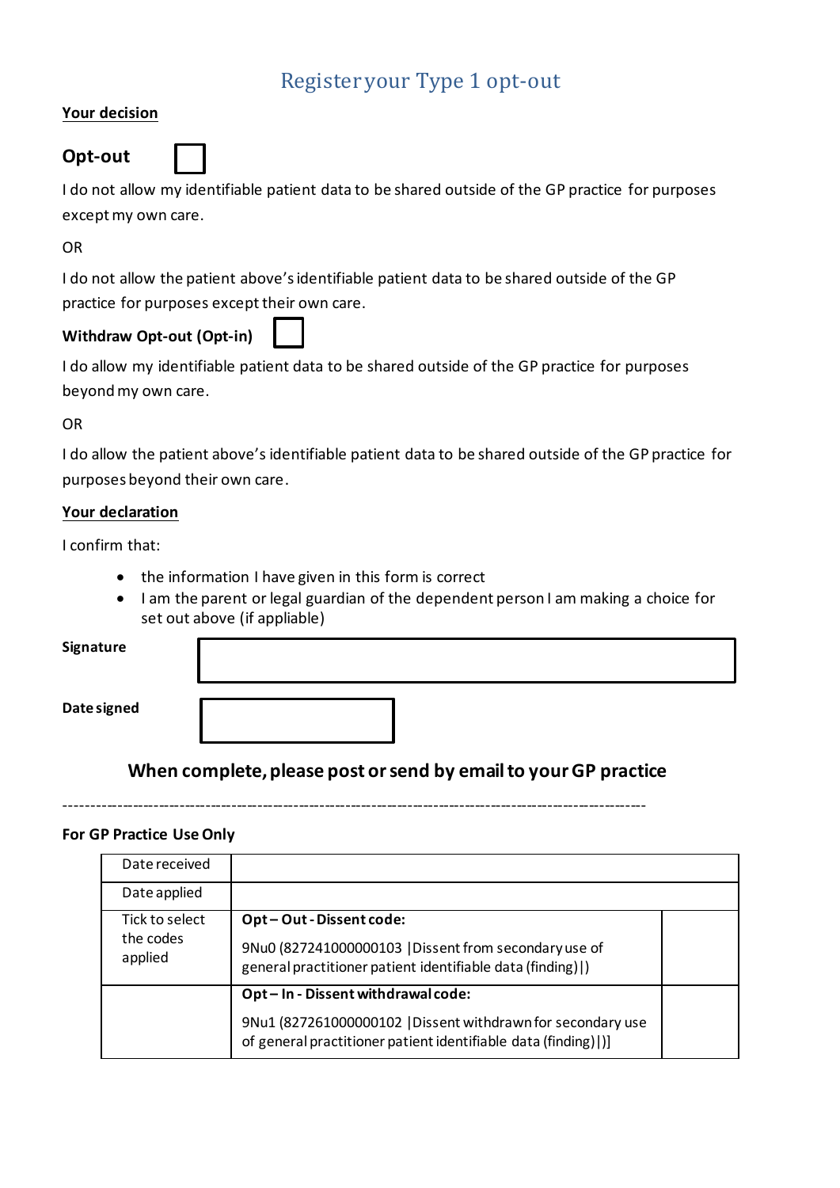# Register your Type 1 opt-out

**Your decision**

**Opt-out** ☐

I do not allow my identifiable patient data to be shared outside of the GP practice for purposes except my own care.

OR

I do not allow the patient above's identifiable patient data to be shared outside of the GP practice for purposes except their own care.

**Withdraw Opt-out (Opt-in)** ☐

I do allow my identifiable patient data to be shared outside of the GP practice for purposes beyond my own care.

OR

I do allow the patient above's identifiable patient data to be shared outside of the GP practice for purposes beyond their own care.

**Your declaration**

I confirm that:

- the information I have given in this form is correct
- I am the parent or legal guardian of the dependent person I am making a choice for set out above (if appliable)

**Signature**

**Date signed**

**When complete, please post or send by email to your GP practice**

---

**For GP Practice Use Only**

| | | |
|---|---|---|
| Date received | | |
| Date applied | | |
| Tick to select the codes applied | **Opt – Out - Dissent code:** 9Nu0 (827241000000103 \|Dissent from secondary use of general practitioner patient identifiable data (finding)\|) | |
| | **Opt – In - Dissent withdrawal code:** 9Nu1 (827261000000102 \|Dissent withdrawn for secondary use of general practitioner patient identifiable data (finding)\|)] | |